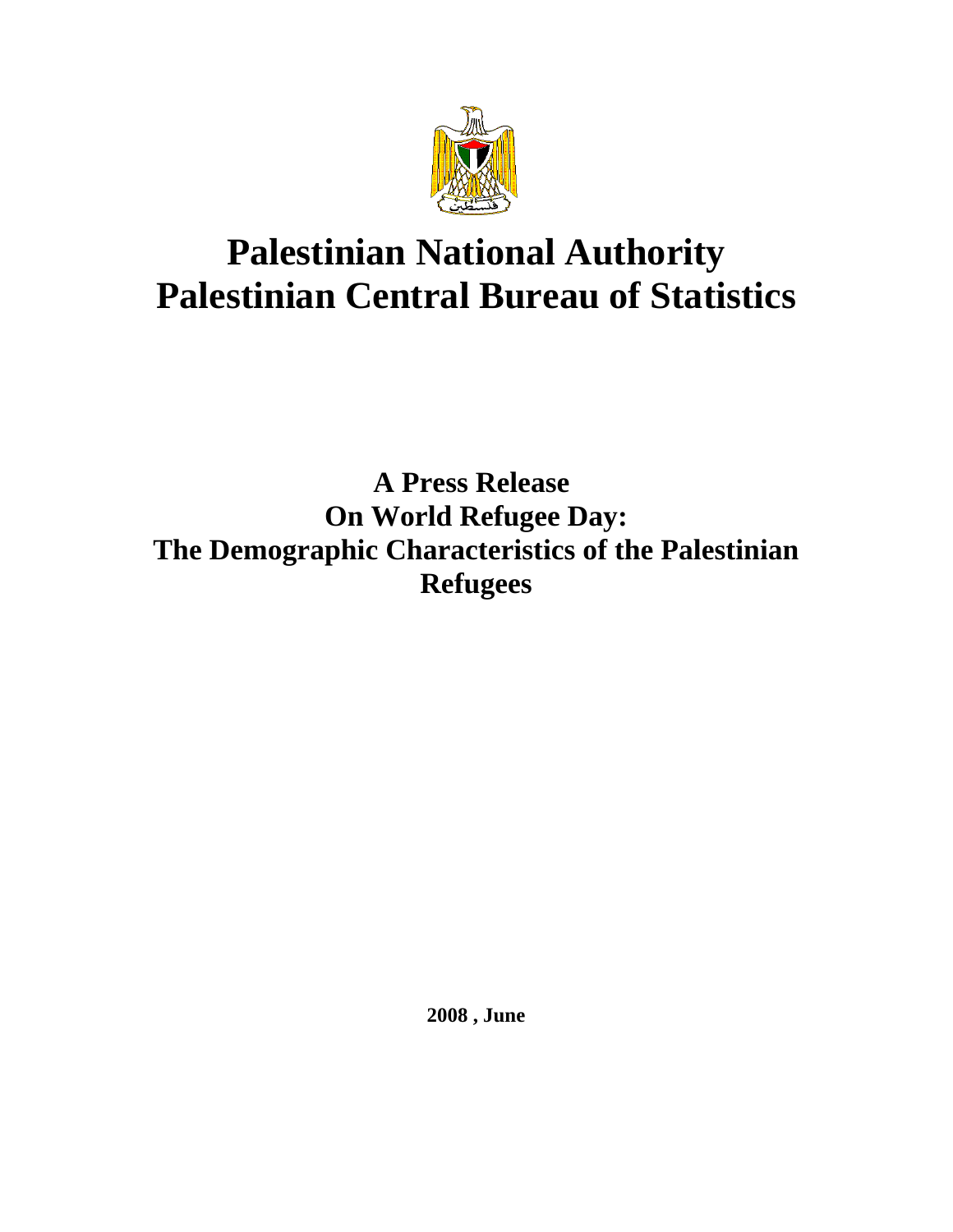# Palestinian National Authority
# Palestinian Central Bureau of Statistics

## A Press Release
## On World Refugee Day:
## The Demographic Characteristics of the Palestinian Refugees

**2008 , June**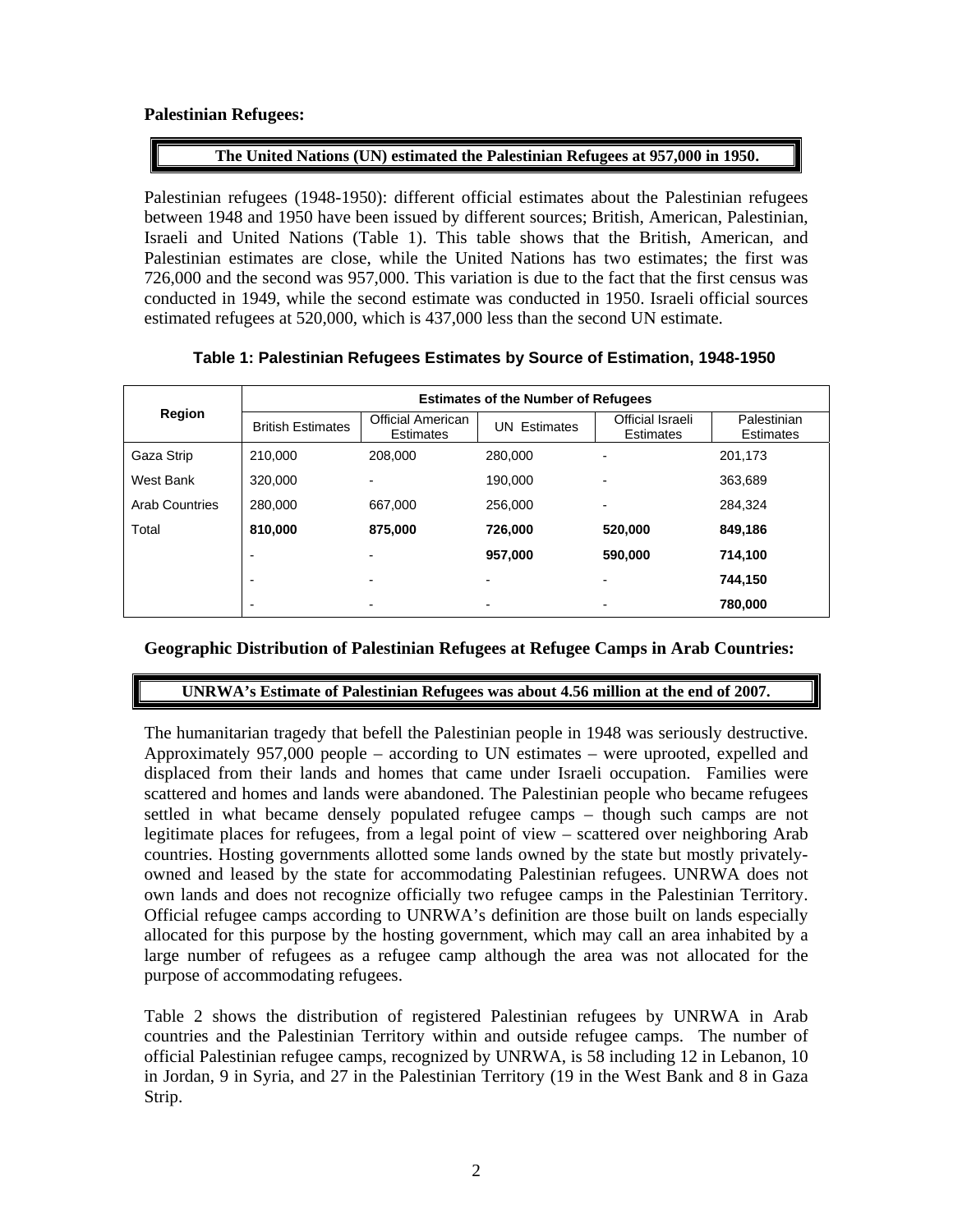**Palestinian Refugees:**

**The United Nations (UN) estimated the Palestinian Refugees at 957,000 in 1950.**

Palestinian refugees (1948-1950): different official estimates about the Palestinian refugees between 1948 and 1950 have been issued by different sources; British, American, Palestinian, Israeli and United Nations (Table 1). This table shows that the British, American, and Palestinian estimates are close, while the United Nations has two estimates; the first was 726,000 and the second was 957,000. This variation is due to the fact that the first census was conducted in 1949, while the second estimate was conducted in 1950. Israeli official sources estimated refugees at 520,000, which is 437,000 less than the second UN estimate.

**Table 1: Palestinian Refugees Estimates by Source of Estimation, 1948-1950**

| Region | Estimates of the Number of Refugees | | | | |
|---|---|---|---|---|---|
| | British Estimates | Official American Estimates | UN Estimates | Official Israeli Estimates | Palestinian Estimates |
| Gaza Strip | 210,000 | 208,000 | 280,000 | - | 201,173 |
| West Bank | 320,000 | - | 190,000 | - | 363,689 |
| Arab Countries | 280,000 | 667,000 | 256,000 | - | 284,324 |
| Total | **810,000** | **875,000** | **726,000** | **520,000** | **849,186** |
| | - | - | **957,000** | **590,000** | **714,100** |
| | - | - | - | - | **744,150** |
| | - | - | - | - | **780,000** |

**Geographic Distribution of Palestinian Refugees at Refugee Camps in Arab Countries:**

**UNRWA's Estimate of Palestinian Refugees was about 4.56 million at the end of 2007.**

The humanitarian tragedy that befell the Palestinian people in 1948 was seriously destructive. Approximately 957,000 people – according to UN estimates – were uprooted, expelled and displaced from their lands and homes that came under Israeli occupation. Families were scattered and homes and lands were abandoned. The Palestinian people who became refugees settled in what became densely populated refugee camps – though such camps are not legitimate places for refugees, from a legal point of view – scattered over neighboring Arab countries. Hosting governments allotted some lands owned by the state but mostly privately-owned and leased by the state for accommodating Palestinian refugees. UNRWA does not own lands and does not recognize officially two refugee camps in the Palestinian Territory. Official refugee camps according to UNRWA's definition are those built on lands especially allocated for this purpose by the hosting government, which may call an area inhabited by a large number of refugees as a refugee camp although the area was not allocated for the purpose of accommodating refugees.

Table 2 shows the distribution of registered Palestinian refugees by UNRWA in Arab countries and the Palestinian Territory within and outside refugee camps. The number of official Palestinian refugee camps, recognized by UNRWA, is 58 including 12 in Lebanon, 10 in Jordan, 9 in Syria, and 27 in the Palestinian Territory (19 in the West Bank and 8 in Gaza Strip.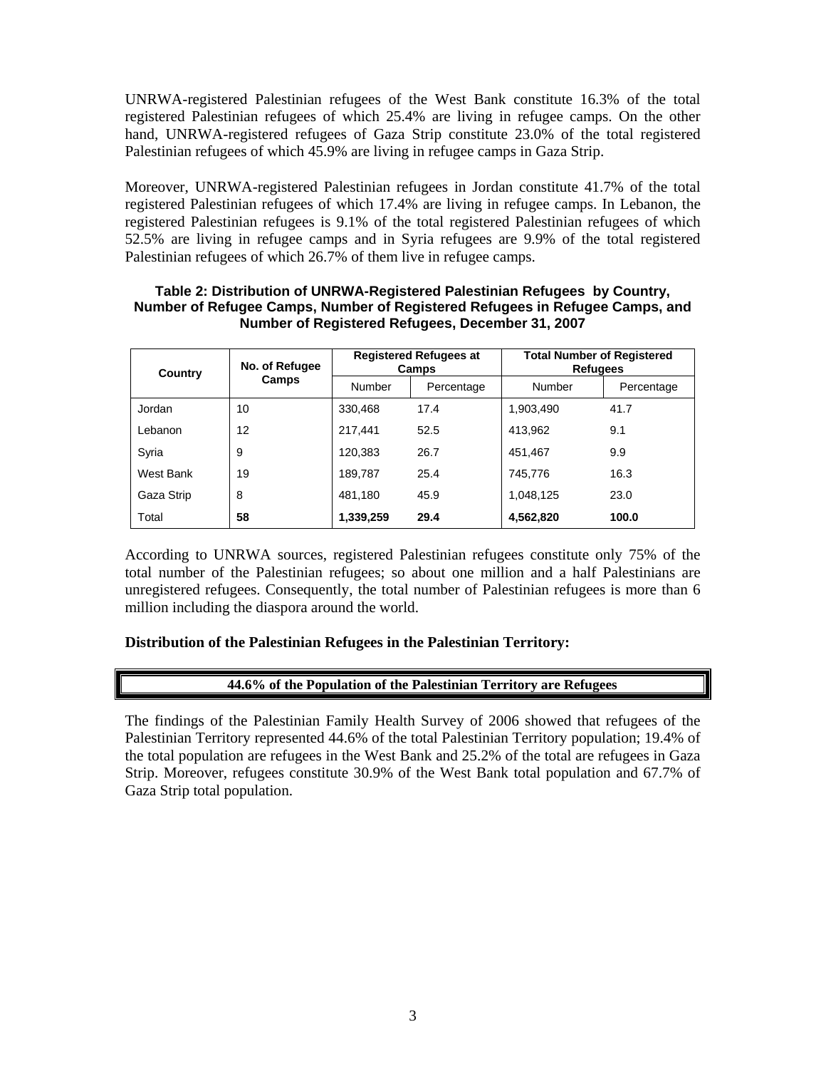UNRWA-registered Palestinian refugees of the West Bank constitute 16.3% of the total registered Palestinian refugees of which 25.4% are living in refugee camps. On the other hand, UNRWA-registered refugees of Gaza Strip constitute 23.0% of the total registered Palestinian refugees of which 45.9% are living in refugee camps in Gaza Strip.

Moreover, UNRWA-registered Palestinian refugees in Jordan constitute 41.7% of the total registered Palestinian refugees of which 17.4% are living in refugee camps. In Lebanon, the registered Palestinian refugees is 9.1% of the total registered Palestinian refugees of which 52.5% are living in refugee camps and in Syria refugees are 9.9% of the total registered Palestinian refugees of which 26.7% of them live in refugee camps.

**Table 2: Distribution of UNRWA-Registered Palestinian Refugees by Country, Number of Refugee Camps, Number of Registered Refugees in Refugee Camps, and Number of Registered Refugees, December 31, 2007**

| Country | No. of Refugee Camps | Registered Refugees at Camps | | Total Number of Registered Refugees | |
|---|---|---|---|---|---|
| | | Number | Percentage | Number | Percentage |
| Jordan | 10 | 330,468 | 17.4 | 1,903,490 | 41.7 |
| Lebanon | 12 | 217,441 | 52.5 | 413,962 | 9.1 |
| Syria | 9 | 120,383 | 26.7 | 451,467 | 9.9 |
| West Bank | 19 | 189,787 | 25.4 | 745,776 | 16.3 |
| Gaza Strip | 8 | 481,180 | 45.9 | 1,048,125 | 23.0 |
| Total | **58** | **1,339,259** | **29.4** | **4,562,820** | **100.0** |

According to UNRWA sources, registered Palestinian refugees constitute only 75% of the total number of the Palestinian refugees; so about one million and a half Palestinians are unregistered refugees. Consequently, the total number of Palestinian refugees is more than 6 million including the diaspora around the world.

**Distribution of the Palestinian Refugees in the Palestinian Territory:**

**44.6% of the Population of the Palestinian Territory are Refugees**

The findings of the Palestinian Family Health Survey of 2006 showed that refugees of the Palestinian Territory represented 44.6% of the total Palestinian Territory population; 19.4% of the total population are refugees in the West Bank and 25.2% of the total are refugees in Gaza Strip. Moreover, refugees constitute 30.9% of the West Bank total population and 67.7% of Gaza Strip total population.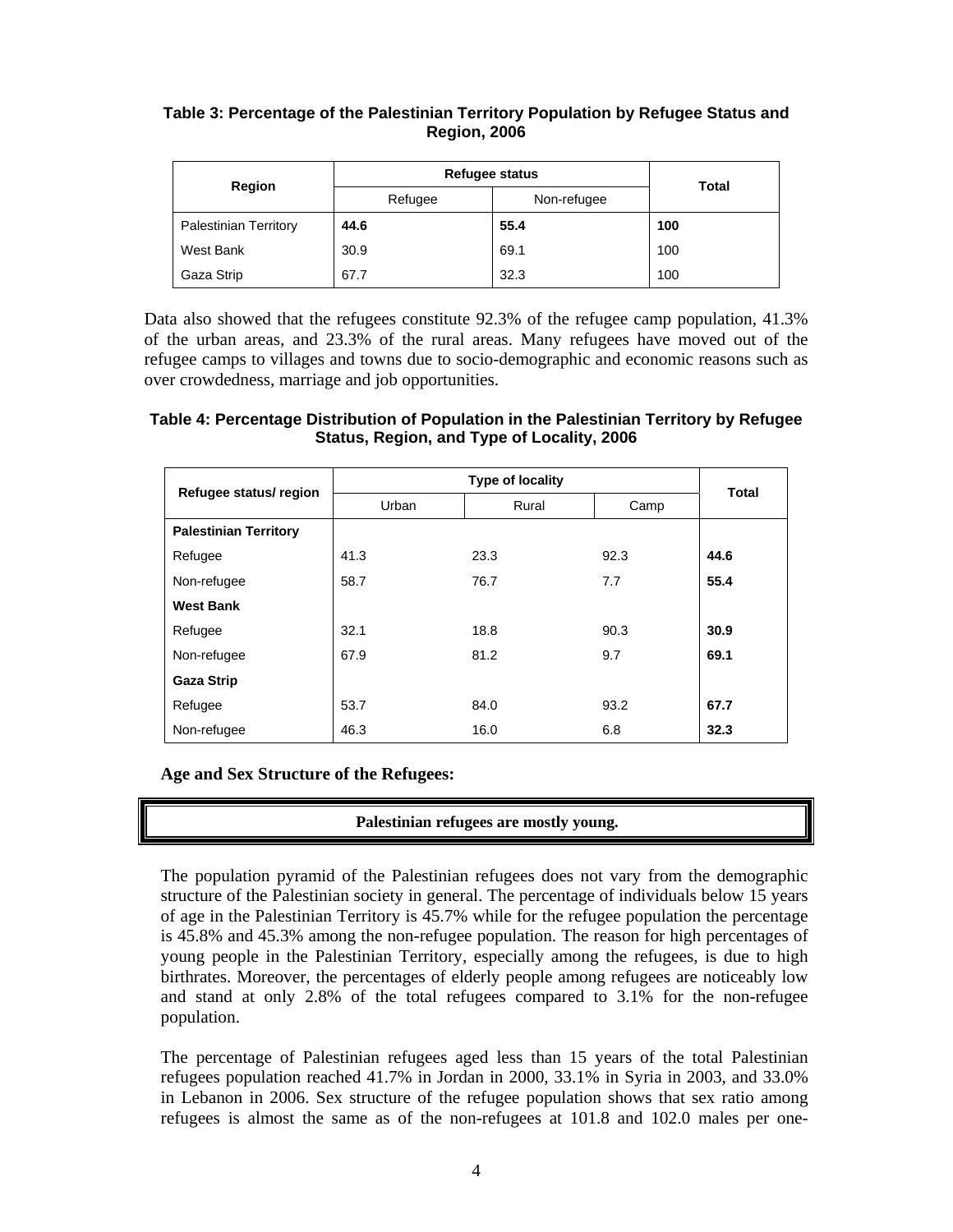**Table 3: Percentage of the Palestinian Territory Population by Refugee Status and Region, 2006**

| Region | Refugee status | | Total |
|---|---|---|---|
| | Refugee | Non-refugee | |
| Palestinian Territory | **44.6** | **55.4** | **100** |
| West Bank | 30.9 | 69.1 | 100 |
| Gaza Strip | 67.7 | 32.3 | 100 |

Data also showed that the refugees constitute 92.3% of the refugee camp population, 41.3% of the urban areas, and 23.3% of the rural areas. Many refugees have moved out of the refugee camps to villages and towns due to socio-demographic and economic reasons such as over crowdedness, marriage and job opportunities.

**Table 4: Percentage Distribution of Population in the Palestinian Territory by Refugee Status, Region, and Type of Locality, 2006**

| Refugee status/ region | Type of locality | | | Total |
|---|---|---|---|---|
| | Urban | Rural | Camp | |
| **Palestinian Territory** | | | | |
| Refugee | 41.3 | 23.3 | 92.3 | **44.6** |
| Non-refugee | 58.7 | 76.7 | 7.7 | **55.4** |
| **West Bank** | | | | |
| Refugee | 32.1 | 18.8 | 90.3 | **30.9** |
| Non-refugee | 67.9 | 81.2 | 9.7 | **69.1** |
| **Gaza Strip** | | | | |
| Refugee | 53.7 | 84.0 | 93.2 | **67.7** |
| Non-refugee | 46.3 | 16.0 | 6.8 | **32.3** |

**Age and Sex Structure of the Refugees:**

**Palestinian refugees are mostly young.**

The population pyramid of the Palestinian refugees does not vary from the demographic structure of the Palestinian society in general. The percentage of individuals below 15 years of age in the Palestinian Territory is 45.7% while for the refugee population the percentage is 45.8% and 45.3% among the non-refugee population. The reason for high percentages of young people in the Palestinian Territory, especially among the refugees, is due to high birthrates. Moreover, the percentages of elderly people among refugees are noticeably low and stand at only 2.8% of the total refugees compared to 3.1% for the non-refugee population.

The percentage of Palestinian refugees aged less than 15 years of the total Palestinian refugees population reached 41.7% in Jordan in 2000, 33.1% in Syria in 2003, and 33.0% in Lebanon in 2006. Sex structure of the refugee population shows that sex ratio among refugees is almost the same as of the non-refugees at 101.8 and 102.0 males per one-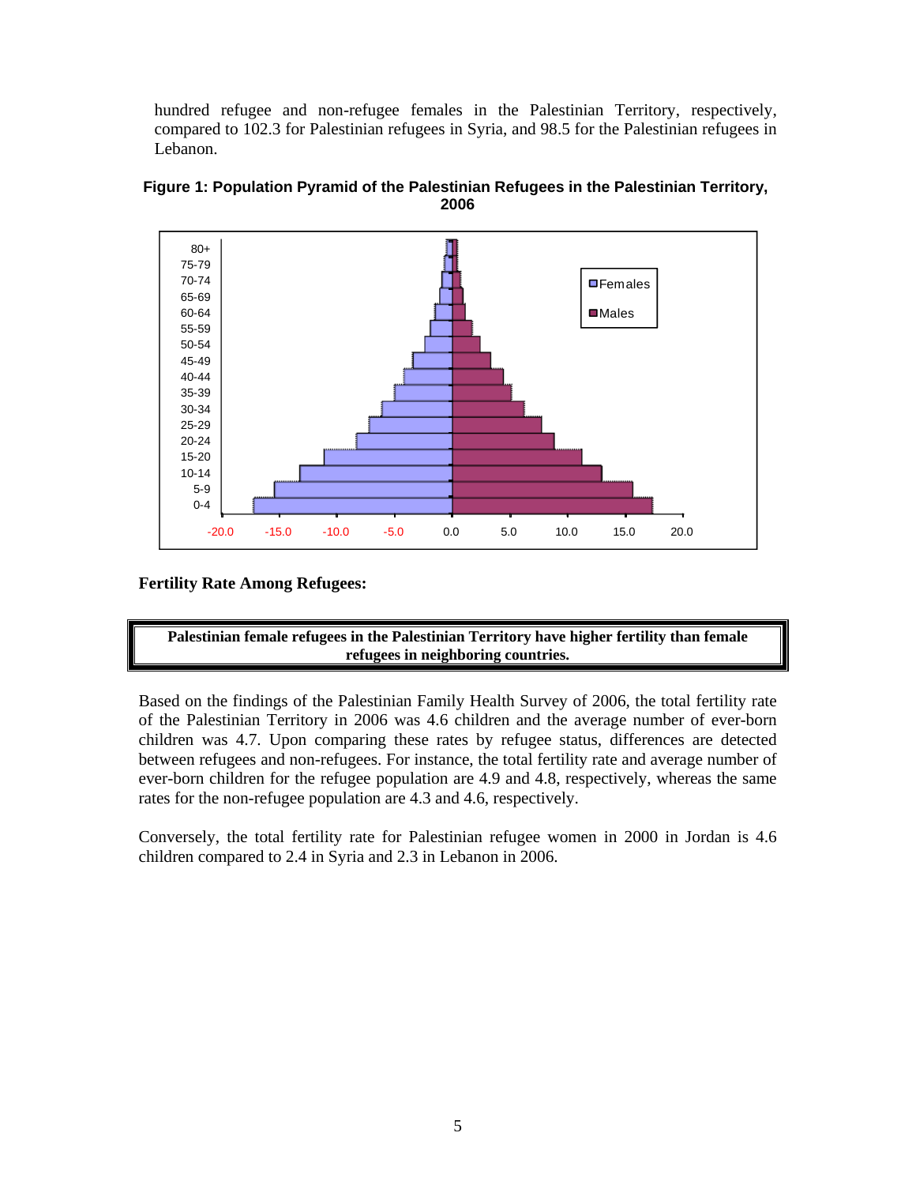hundred refugee and non-refugee females in the Palestinian Territory, respectively, compared to 102.3 for Palestinian refugees in Syria, and 98.5 for the Palestinian refugees in Lebanon.

**Figure 1: Population Pyramid of the Palestinian Refugees in the Palestinian Territory, 2006**

**Fertility Rate Among Refugees:**

> **Palestinian female refugees in the Palestinian Territory have higher fertility than female refugees in neighboring countries.**

Based on the findings of the Palestinian Family Health Survey of 2006, the total fertility rate of the Palestinian Territory in 2006 was 4.6 children and the average number of ever-born children was 4.7. Upon comparing these rates by refugee status, differences are detected between refugees and non-refugees. For instance, the total fertility rate and average number of ever-born children for the refugee population are 4.9 and 4.8, respectively, whereas the same rates for the non-refugee population are 4.3 and 4.6, respectively.

Conversely, the total fertility rate for Palestinian refugee women in 2000 in Jordan is 4.6 children compared to 2.4 in Syria and 2.3 in Lebanon in 2006.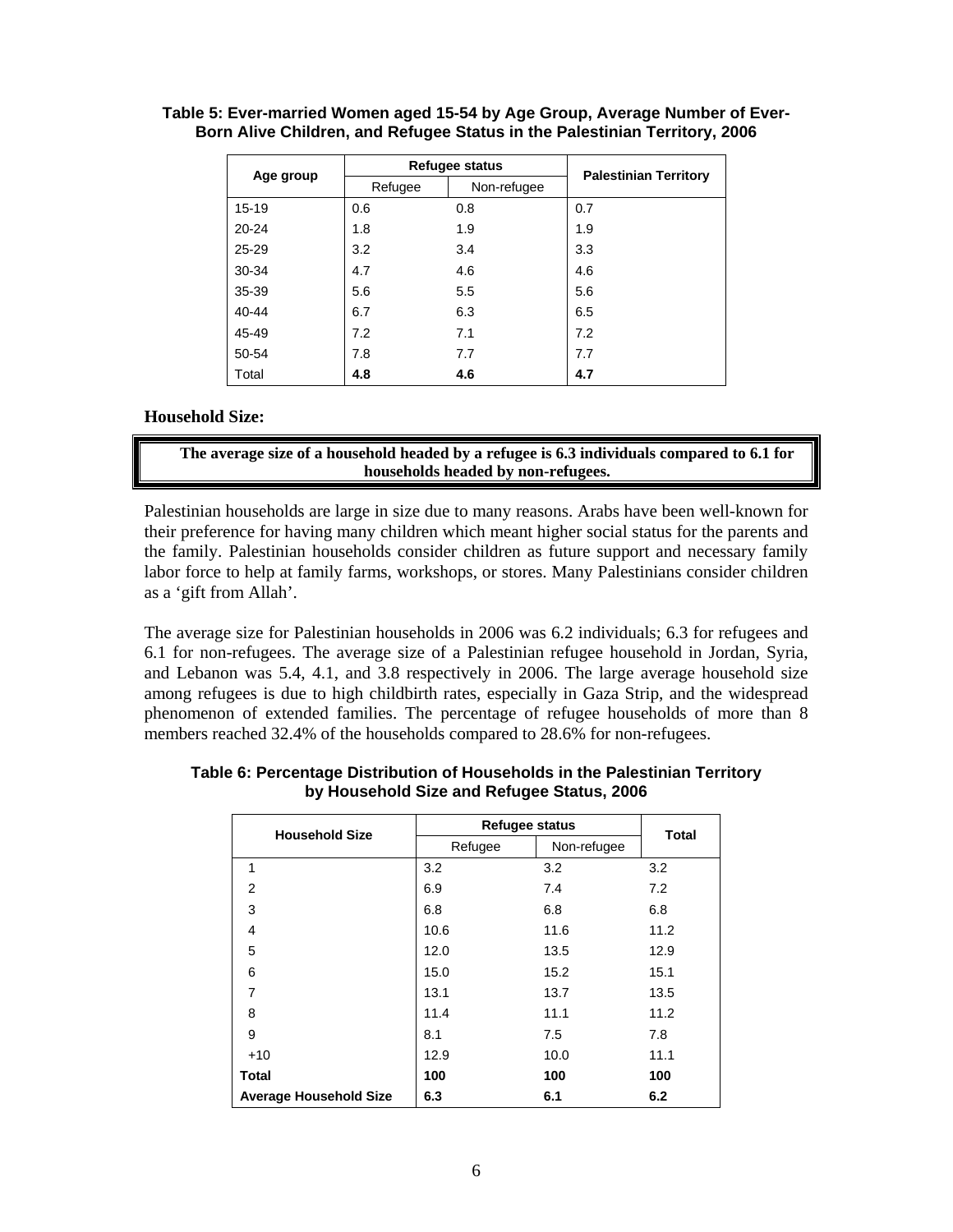**Table 5: Ever-married Women aged 15-54 by Age Group, Average Number of Ever-Born Alive Children, and Refugee Status in the Palestinian Territory, 2006**

| Age group | Refugee status | | Palestinian Territory |
|---|---|---|---|
| | Refugee | Non-refugee | |
| 15-19 | 0.6 | 0.8 | 0.7 |
| 20-24 | 1.8 | 1.9 | 1.9 |
| 25-29 | 3.2 | 3.4 | 3.3 |
| 30-34 | 4.7 | 4.6 | 4.6 |
| 35-39 | 5.6 | 5.5 | 5.6 |
| 40-44 | 6.7 | 6.3 | 6.5 |
| 45-49 | 7.2 | 7.1 | 7.2 |
| 50-54 | 7.8 | 7.7 | 7.7 |
| Total | **4.8** | **4.6** | **4.7** |

### Household Size:

**The average size of a household headed by a refugee is 6.3 individuals compared to 6.1 for households headed by non-refugees.**

Palestinian households are large in size due to many reasons. Arabs have been well-known for their preference for having many children which meant higher social status for the parents and the family. Palestinian households consider children as future support and necessary family labor force to help at family farms, workshops, or stores. Many Palestinians consider children as a 'gift from Allah'.

The average size for Palestinian households in 2006 was 6.2 individuals; 6.3 for refugees and 6.1 for non-refugees. The average size of a Palestinian refugee household in Jordan, Syria, and Lebanon was 5.4, 4.1, and 3.8 respectively in 2006. The large average household size among refugees is due to high childbirth rates, especially in Gaza Strip, and the widespread phenomenon of extended families. The percentage of refugee households of more than 8 members reached 32.4% of the households compared to 28.6% for non-refugees.

**Table 6: Percentage Distribution of Households in the Palestinian Territory by Household Size and Refugee Status, 2006**

| Household Size | Refugee status | | Total |
|---|---|---|---|
| | Refugee | Non-refugee | |
| 1 | 3.2 | 3.2 | 3.2 |
| 2 | 6.9 | 7.4 | 7.2 |
| 3 | 6.8 | 6.8 | 6.8 |
| 4 | 10.6 | 11.6 | 11.2 |
| 5 | 12.0 | 13.5 | 12.9 |
| 6 | 15.0 | 15.2 | 15.1 |
| 7 | 13.1 | 13.7 | 13.5 |
| 8 | 11.4 | 11.1 | 11.2 |
| 9 | 8.1 | 7.5 | 7.8 |
| +10 | 12.9 | 10.0 | 11.1 |
| **Total** | **100** | **100** | **100** |
| **Average Household Size** | **6.3** | **6.1** | **6.2** |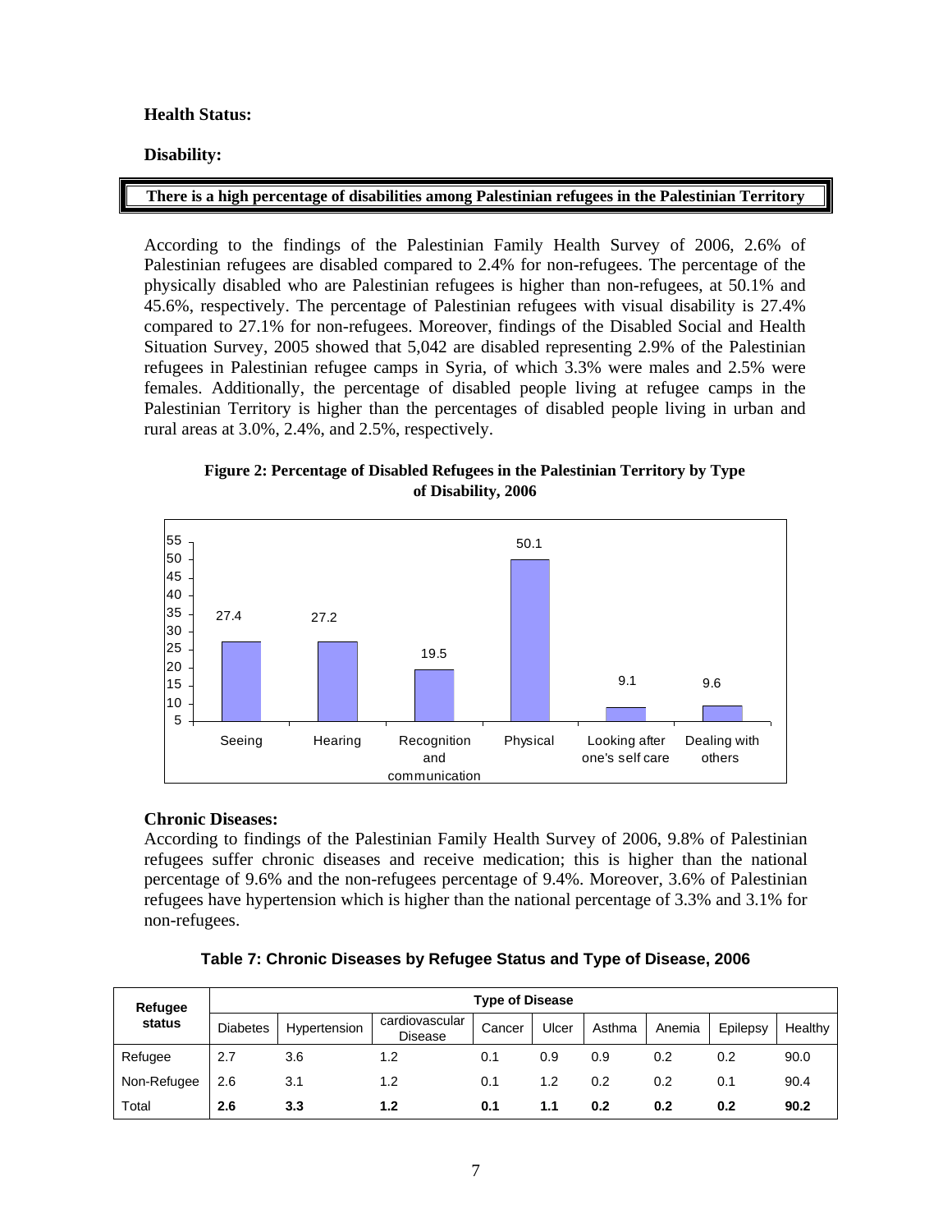## Health Status:

### Disability:

**There is a high percentage of disabilities among Palestinian refugees in the Palestinian Territory**

According to the findings of the Palestinian Family Health Survey of 2006, 2.6% of Palestinian refugees are disabled compared to 2.4% for non-refugees. The percentage of the physically disabled who are Palestinian refugees is higher than non-refugees, at 50.1% and 45.6%, respectively. The percentage of Palestinian refugees with visual disability is 27.4% compared to 27.1% for non-refugees. Moreover, findings of the Disabled Social and Health Situation Survey, 2005 showed that 5,042 are disabled representing 2.9% of the Palestinian refugees in Palestinian refugee camps in Syria, of which 3.3% were males and 2.5% were females. Additionally, the percentage of disabled people living at refugee camps in the Palestinian Territory is higher than the percentages of disabled people living in urban and rural areas at 3.0%, 2.4%, and 2.5%, respectively.

**Figure 2: Percentage of Disabled Refugees in the Palestinian Territory by Type of Disability, 2006**

| Type of Disability | Percentage |
|---|---|
| Seeing | 27.4 |
| Hearing | 27.2 |
| Recognition and communication | 19.5 |
| Physical | 50.1 |
| Looking after one's self care | 9.1 |
| Dealing with others | 9.6 |

### Chronic Diseases:

According to findings of the Palestinian Family Health Survey of 2006, 9.8% of Palestinian refugees suffer chronic diseases and receive medication; this is higher than the national percentage of 9.6% and the non-refugees percentage of 9.4%. Moreover, 3.6% of Palestinian refugees have hypertension which is higher than the national percentage of 3.3% and 3.1% for non-refugees.

**Table 7: Chronic Diseases by Refugee Status and Type of Disease, 2006**

| Refugee status | Type of Disease | | | | | | | | |
|---|---|---|---|---|---|---|---|---|---|
| | Diabetes | Hypertension | cardiovascular Disease | Cancer | Ulcer | Asthma | Anemia | Epilepsy | Healthy |
| Refugee | 2.7 | 3.6 | 1.2 | 0.1 | 0.9 | 0.9 | 0.2 | 0.2 | 90.0 |
| Non-Refugee | 2.6 | 3.1 | 1.2 | 0.1 | 1.2 | 0.2 | 0.2 | 0.1 | 90.4 |
| Total | **2.6** | **3.3** | **1.2** | **0.1** | **1.1** | **0.2** | **0.2** | **0.2** | **90.2** |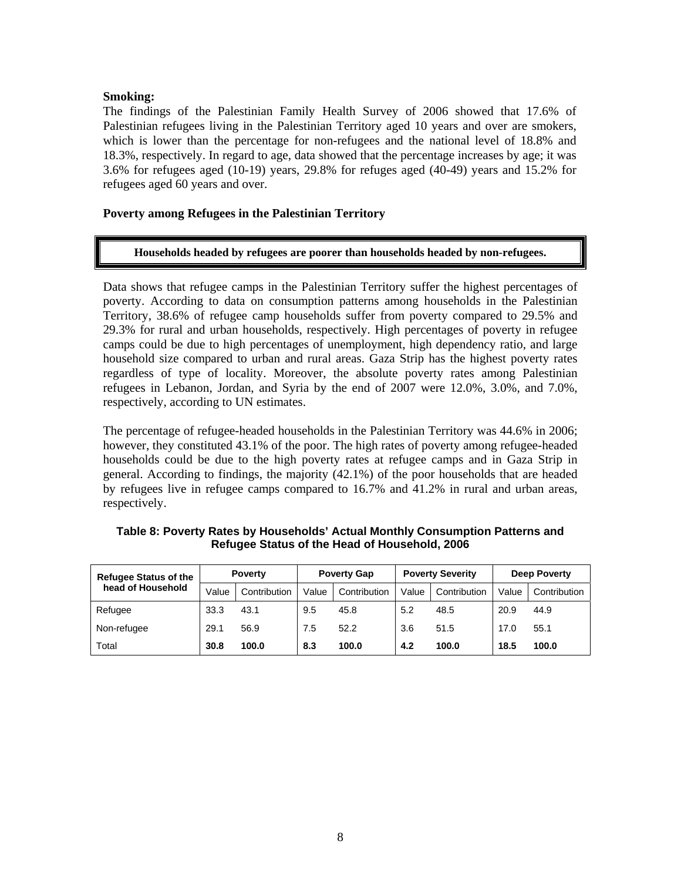**Smoking:**

The findings of the Palestinian Family Health Survey of 2006 showed that 17.6% of Palestinian refugees living in the Palestinian Territory aged 10 years and over are smokers, which is lower than the percentage for non-refugees and the national level of 18.8% and 18.3%, respectively. In regard to age, data showed that the percentage increases by age; it was 3.6% for refugees aged (10-19) years, 29.8% for refuges aged (40-49) years and 15.2% for refugees aged 60 years and over.

**Poverty among Refugees in the Palestinian Territory**

**Households headed by refugees are poorer than households headed by non-refugees.**

Data shows that refugee camps in the Palestinian Territory suffer the highest percentages of poverty. According to data on consumption patterns among households in the Palestinian Territory, 38.6% of refugee camp households suffer from poverty compared to 29.5% and 29.3% for rural and urban households, respectively. High percentages of poverty in refugee camps could be due to high percentages of unemployment, high dependency ratio, and large household size compared to urban and rural areas. Gaza Strip has the highest poverty rates regardless of type of locality. Moreover, the absolute poverty rates among Palestinian refugees in Lebanon, Jordan, and Syria by the end of 2007 were 12.0%, 3.0%, and 7.0%, respectively, according to UN estimates.

The percentage of refugee-headed households in the Palestinian Territory was 44.6% in 2006; however, they constituted 43.1% of the poor. The high rates of poverty among refugee-headed households could be due to the high poverty rates at refugee camps and in Gaza Strip in general. According to findings, the majority (42.1%) of the poor households that are headed by refugees live in refugee camps compared to 16.7% and 41.2% in rural and urban areas, respectively.

**Table 8: Poverty Rates by Households' Actual Monthly Consumption Patterns and Refugee Status of the Head of Household, 2006**

| Refugee Status of the head of Household | Poverty | | Poverty Gap | | Poverty Severity | | Deep Poverty | |
|---|---|---|---|---|---|---|---|---|
| | Value | Contribution | Value | Contribution | Value | Contribution | Value | Contribution |
| Refugee | 33.3 | 43.1 | 9.5 | 45.8 | 5.2 | 48.5 | 20.9 | 44.9 |
| Non-refugee | 29.1 | 56.9 | 7.5 | 52.2 | 3.6 | 51.5 | 17.0 | 55.1 |
| Total | **30.8** | **100.0** | **8.3** | **100.0** | **4.2** | **100.0** | **18.5** | **100.0** |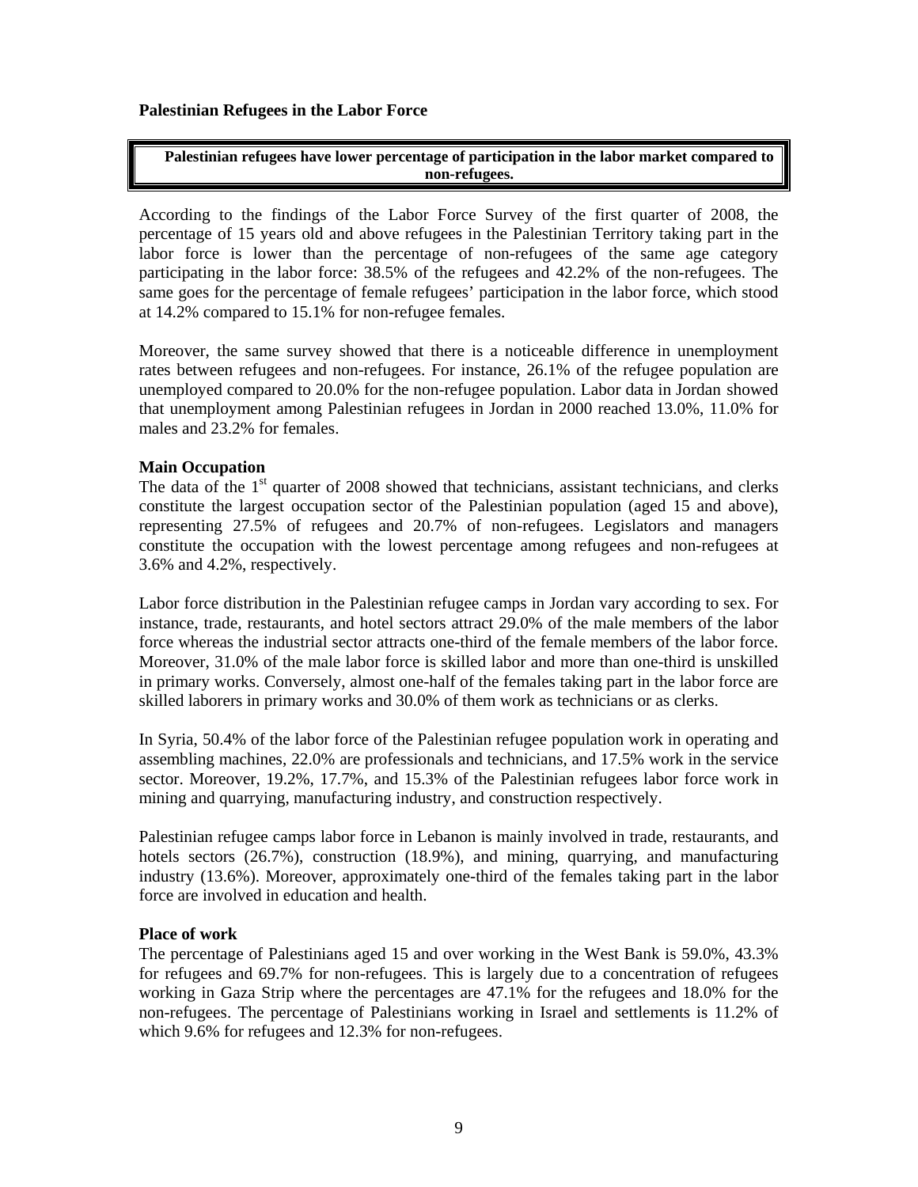## Palestinian Refugees in the Labor Force

> **Palestinian refugees have lower percentage of participation in the labor market compared to non-refugees.**

According to the findings of the Labor Force Survey of the first quarter of 2008, the percentage of 15 years old and above refugees in the Palestinian Territory taking part in the labor force is lower than the percentage of non-refugees of the same age category participating in the labor force: 38.5% of the refugees and 42.2% of the non-refugees. The same goes for the percentage of female refugees' participation in the labor force, which stood at 14.2% compared to 15.1% for non-refugee females.

Moreover, the same survey showed that there is a noticeable difference in unemployment rates between refugees and non-refugees. For instance, 26.1% of the refugee population are unemployed compared to 20.0% for the non-refugee population. Labor data in Jordan showed that unemployment among Palestinian refugees in Jordan in 2000 reached 13.0%, 11.0% for males and 23.2% for females.

### Main Occupation

The data of the 1st quarter of 2008 showed that technicians, assistant technicians, and clerks constitute the largest occupation sector of the Palestinian population (aged 15 and above), representing 27.5% of refugees and 20.7% of non-refugees. Legislators and managers constitute the occupation with the lowest percentage among refugees and non-refugees at 3.6% and 4.2%, respectively.

Labor force distribution in the Palestinian refugee camps in Jordan vary according to sex. For instance, trade, restaurants, and hotel sectors attract 29.0% of the male members of the labor force whereas the industrial sector attracts one-third of the female members of the labor force. Moreover, 31.0% of the male labor force is skilled labor and more than one-third is unskilled in primary works. Conversely, almost one-half of the females taking part in the labor force are skilled laborers in primary works and 30.0% of them work as technicians or as clerks.

In Syria, 50.4% of the labor force of the Palestinian refugee population work in operating and assembling machines, 22.0% are professionals and technicians, and 17.5% work in the service sector. Moreover, 19.2%, 17.7%, and 15.3% of the Palestinian refugees labor force work in mining and quarrying, manufacturing industry, and construction respectively.

Palestinian refugee camps labor force in Lebanon is mainly involved in trade, restaurants, and hotels sectors (26.7%), construction (18.9%), and mining, quarrying, and manufacturing industry (13.6%). Moreover, approximately one-third of the females taking part in the labor force are involved in education and health.

### Place of work

The percentage of Palestinians aged 15 and over working in the West Bank is 59.0%, 43.3% for refugees and 69.7% for non-refugees. This is largely due to a concentration of refugees working in Gaza Strip where the percentages are 47.1% for the refugees and 18.0% for the non-refugees. The percentage of Palestinians working in Israel and settlements is 11.2% of which 9.6% for refugees and 12.3% for non-refugees.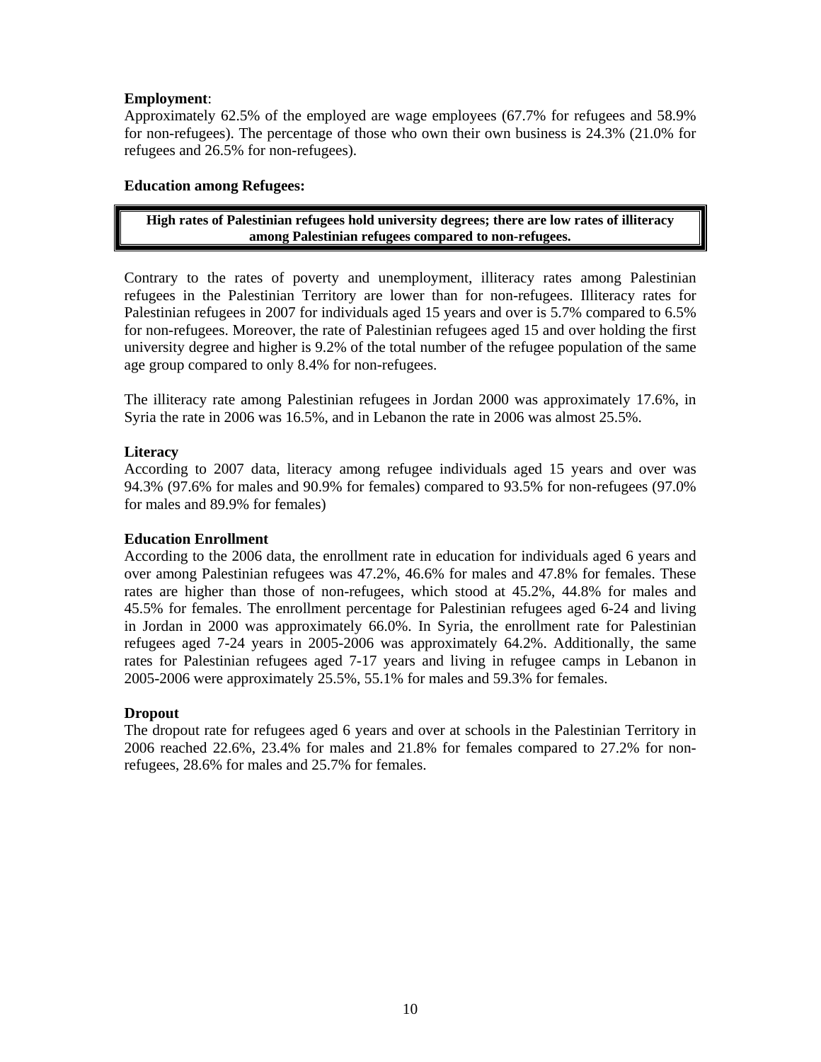**Employment**:

Approximately 62.5% of the employed are wage employees (67.7% for refugees and 58.9% for non-refugees). The percentage of those who own their own business is 24.3% (21.0% for refugees and 26.5% for non-refugees).

**Education among Refugees:**

> **High rates of Palestinian refugees hold university degrees; there are low rates of illiteracy among Palestinian refugees compared to non-refugees.**

Contrary to the rates of poverty and unemployment, illiteracy rates among Palestinian refugees in the Palestinian Territory are lower than for non-refugees. Illiteracy rates for Palestinian refugees in 2007 for individuals aged 15 years and over is 5.7% compared to 6.5% for non-refugees. Moreover, the rate of Palestinian refugees aged 15 and over holding the first university degree and higher is 9.2% of the total number of the refugee population of the same age group compared to only 8.4% for non-refugees.

The illiteracy rate among Palestinian refugees in Jordan 2000 was approximately 17.6%, in Syria the rate in 2006 was 16.5%, and in Lebanon the rate in 2006 was almost 25.5%.

**Literacy**

According to 2007 data, literacy among refugee individuals aged 15 years and over was 94.3% (97.6% for males and 90.9% for females) compared to 93.5% for non-refugees (97.0% for males and 89.9% for females)

**Education Enrollment**

According to the 2006 data, the enrollment rate in education for individuals aged 6 years and over among Palestinian refugees was 47.2%, 46.6% for males and 47.8% for females. These rates are higher than those of non-refugees, which stood at 45.2%, 44.8% for males and 45.5% for females. The enrollment percentage for Palestinian refugees aged 6-24 and living in Jordan in 2000 was approximately 66.0%. In Syria, the enrollment rate for Palestinian refugees aged 7-24 years in 2005-2006 was approximately 64.2%. Additionally, the same rates for Palestinian refugees aged 7-17 years and living in refugee camps in Lebanon in 2005-2006 were approximately 25.5%, 55.1% for males and 59.3% for females.

**Dropout**

The dropout rate for refugees aged 6 years and over at schools in the Palestinian Territory in 2006 reached 22.6%, 23.4% for males and 21.8% for females compared to 27.2% for non-refugees, 28.6% for males and 25.7% for females.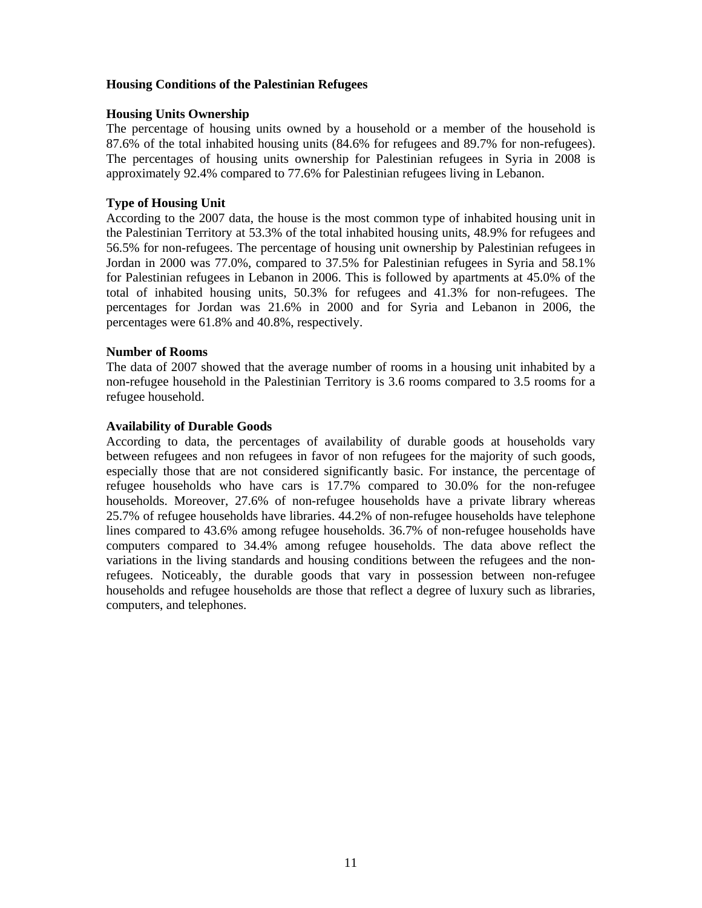## Housing Conditions of the Palestinian Refugees

### Housing Units Ownership

The percentage of housing units owned by a household or a member of the household is 87.6% of the total inhabited housing units (84.6% for refugees and 89.7% for non-refugees). The percentages of housing units ownership for Palestinian refugees in Syria in 2008 is approximately 92.4% compared to 77.6% for Palestinian refugees living in Lebanon.

### Type of Housing Unit

According to the 2007 data, the house is the most common type of inhabited housing unit in the Palestinian Territory at 53.3% of the total inhabited housing units, 48.9% for refugees and 56.5% for non-refugees. The percentage of housing unit ownership by Palestinian refugees in Jordan in 2000 was 77.0%, compared to 37.5% for Palestinian refugees in Syria and 58.1% for Palestinian refugees in Lebanon in 2006. This is followed by apartments at 45.0% of the total of inhabited housing units, 50.3% for refugees and 41.3% for non-refugees. The percentages for Jordan was 21.6% in 2000 and for Syria and Lebanon in 2006, the percentages were 61.8% and 40.8%, respectively.

### Number of Rooms

The data of 2007 showed that the average number of rooms in a housing unit inhabited by a non-refugee household in the Palestinian Territory is 3.6 rooms compared to 3.5 rooms for a refugee household.

### Availability of Durable Goods

According to data, the percentages of availability of durable goods at households vary between refugees and non refugees in favor of non refugees for the majority of such goods, especially those that are not considered significantly basic. For instance, the percentage of refugee households who have cars is 17.7% compared to 30.0% for the non-refugee households. Moreover, 27.6% of non-refugee households have a private library whereas 25.7% of refugee households have libraries. 44.2% of non-refugee households have telephone lines compared to 43.6% among refugee households. 36.7% of non-refugee households have computers compared to 34.4% among refugee households. The data above reflect the variations in the living standards and housing conditions between the refugees and the non-refugees. Noticeably, the durable goods that vary in possession between non-refugee households and refugee households are those that reflect a degree of luxury such as libraries, computers, and telephones.